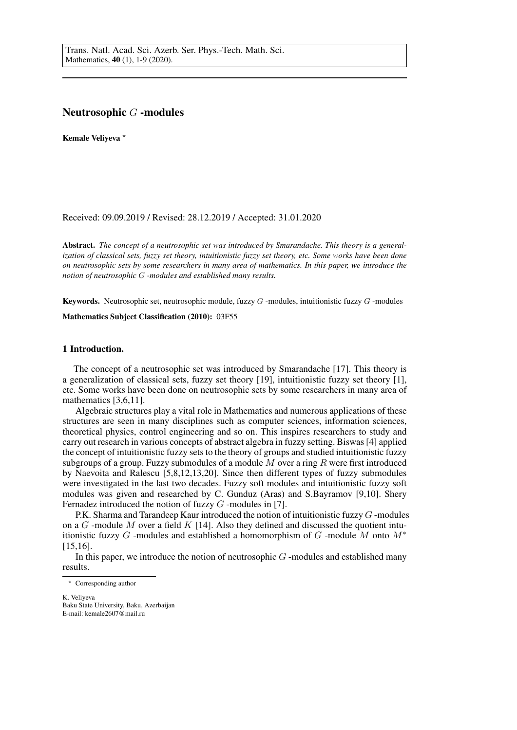# Neutrosophic $G$ -modules

**Kemale Veliyeva** *

Received: 09.09.2019 / Revised: 28.12.2019 / Accepted: 31.01.2020

**Abstract.** *The concept of a neutrosophic set was introduced by Smarandache. This theory is a generalization of classical sets, fuzzy set theory, intuitionistic fuzzy set theory, etc. Some works have been done on neutrosophic sets by some researchers in many area of mathematics. In this paper, we introduce the notion of neutrosophic $G$ -modules and established many results.*

**Keywords.** Neutrosophic set, neutrosophic module, fuzzy $G$ -modules, intuitionistic fuzzy $G$ -modules

**Mathematics Subject Classification (2010):** 03F55

## 1 Introduction.

The concept of a neutrosophic set was introduced by Smarandache [17]. This theory is a generalization of classical sets, fuzzy set theory [19], intuitionistic fuzzy set theory [1], etc. Some works have been done on neutrosophic sets by some researchers in many area of mathematics [3,6,11].

Algebraic structures play a vital role in Mathematics and numerous applications of these structures are seen in many disciplines such as computer sciences, information sciences, theoretical physics, control engineering and so on. This inspires researchers to study and carry out research in various concepts of abstract algebra in fuzzy setting. Biswas [4] applied the concept of intuitionistic fuzzy sets to the theory of groups and studied intuitionistic fuzzy subgroups of a group. Fuzzy submodules of a module $M$ over a ring $R$ were first introduced by Naevoita and Ralescu [5,8,12,13,20]. Since then different types of fuzzy submodules were investigated in the last two decades. Fuzzy soft modules and intuitionistic fuzzy soft modules was given and researched by C. Gunduz (Aras) and S.Bayramov [9,10]. Shery Fernadez introduced the notion of fuzzy $G$ -modules in [7].

P.K. Sharma and Tarandeep Kaur introduced the notion of intuitionistic fuzzy $G$ -modules on a $G$ -module $M$ over a field $K$ [14]. Also they defined and discussed the quotient intuitionistic fuzzy $G$ -modules and established a homomorphism of $G$ -module $M$ onto $M^*$ [15,16].

In this paper, we introduce the notion of neutrosophic $G$ -modules and established many results.

---

* Corresponding author

K. Veliyeva
Baku State University, Baku, Azerbaijan
E-mail: kemale2607@mail.ru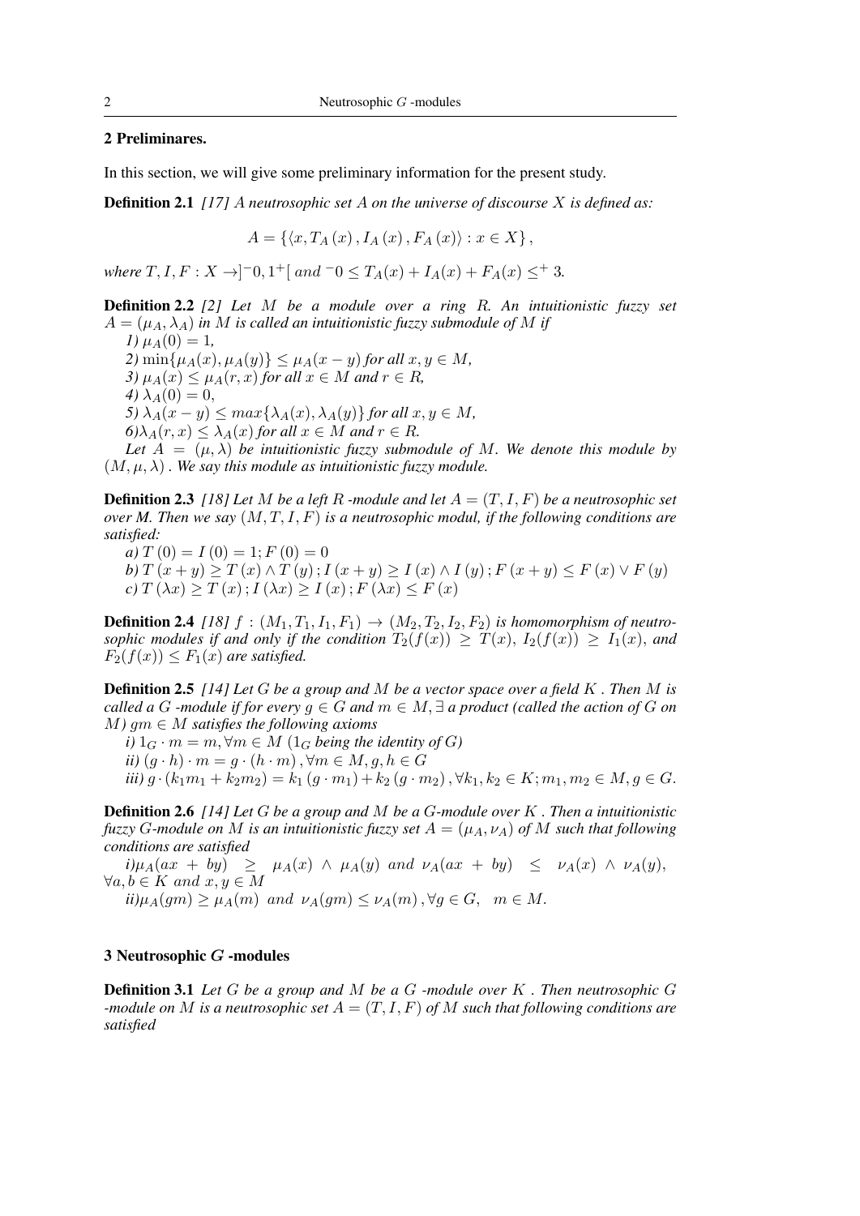## 2 Preliminares.

In this section, we will give some preliminary information for the present study.

**Definition 2.1** *[17] A neutrosophic set $A$ on the universe of discourse $X$ is defined as:*

$$A = \{\langle x, T_A(x), I_A(x), F_A(x)\rangle : x \in X\},$$

*where $T, I, F : X \to ]^{-}0, 1^{+}[$ and $^{-}0 \leq T_A(x) + I_A(x) + F_A(x) \leq^{+} 3$.*

**Definition 2.2** *[2] Let $M$ be a module over a ring $R$. An intuitionistic fuzzy set $A = (\mu_A, \lambda_A)$ in $M$ is called an intuitionistic fuzzy submodule of $M$ if*

*1) $\mu_A(0) = 1$,*

*2) $\min\{\mu_A(x), \mu_A(y)\} \leq \mu_A(x - y)$ for all $x, y \in M$,*

*3) $\mu_A(x) \leq \mu_A(r, x)$ for all $x \in M$ and $r \in R$,*

*4) $\lambda_A(0) = 0$,*

*5) $\lambda_A(x - y) \leq max\{\lambda_A(x), \lambda_A(y)\}$ for all $x, y \in M$,*

*6) $\lambda_A(r, x) \leq \lambda_A(x)$ for all $x \in M$ and $r \in R$.*

*Let $A = (\mu, \lambda)$ be intuitionistic fuzzy submodule of $M$. We denote this module by $(M, \mu, \lambda)$ . We say this module as intuitionistic fuzzy module.*

**Definition 2.3** *[18] Let $M$ be a left $R$ -module and let $A = (T, I, F)$ be a neutrosophic set over M. Then we say $(M, T, I, F)$ is a neutrosophic modul, if the following conditions are satisfied:*

*a) $T(0) = I(0) = 1; F(0) = 0$*

*b) $T(x + y) \geq T(x) \wedge T(y); I(x + y) \geq I(x) \wedge I(y); F(x + y) \leq F(x) \vee F(y)$*

*c) $T(\lambda x) \geq T(x); I(\lambda x) \geq I(x); F(\lambda x) \leq F(x)$*

**Definition 2.4** *[18] $f : (M_1, T_1, I_1, F_1) \to (M_2, T_2, I_2, F_2)$ is homomorphism of neutrosophic modules if and only if the condition $T_2(f(x)) \geq T(x)$, $I_2(f(x)) \geq I_1(x)$, and $F_2(f(x)) \leq F_1(x)$ are satisfied.*

**Definition 2.5** *[14] Let $G$ be a group and $M$ be a vector space over a field $K$ . Then $M$ is called a $G$ -module if for every $g \in G$ and $m \in M, \exists$ a product (called the action of $G$ on $M$) $gm \in M$ satisfies the following axioms*

*i) $1_G \cdot m = m, \forall m \in M$ ($1_G$ being the identity of $G$)*

*ii) $(g \cdot h) \cdot m = g \cdot (h \cdot m), \forall m \in M, g, h \in G$*

*iii) $g \cdot (k_1 m_1 + k_2 m_2) = k_1 (g \cdot m_1) + k_2 (g \cdot m_2), \forall k_1, k_2 \in K; m_1, m_2 \in M, g \in G$.*

**Definition 2.6** *[14] Let $G$ be a group and $M$ be a $G$-module over $K$ . Then a intuitionistic fuzzy $G$-module on $M$ is an intuitionistic fuzzy set $A = (\mu_A, \nu_A)$ of $M$ such that following conditions are satisfied*

*i) $\mu_A(ax + by) \geq \mu_A(x) \wedge \mu_A(y)$ and $\nu_A(ax + by) \leq \nu_A(x) \wedge \nu_A(y)$, $\forall a, b \in K$ and $x, y \in M$*

*ii) $\mu_A(gm) \geq \mu_A(m)$ and $\nu_A(gm) \leq \nu_A(m), \forall g \in G, \quad m \in M$.*

## 3 Neutrosophic $G$ -modules

**Definition 3.1** *Let $G$ be a group and $M$ be a $G$ -module over $K$ . Then neutrosophic $G$ -module on $M$ is a neutrosophic set $A = (T, I, F)$ of $M$ such that following conditions are satisfied*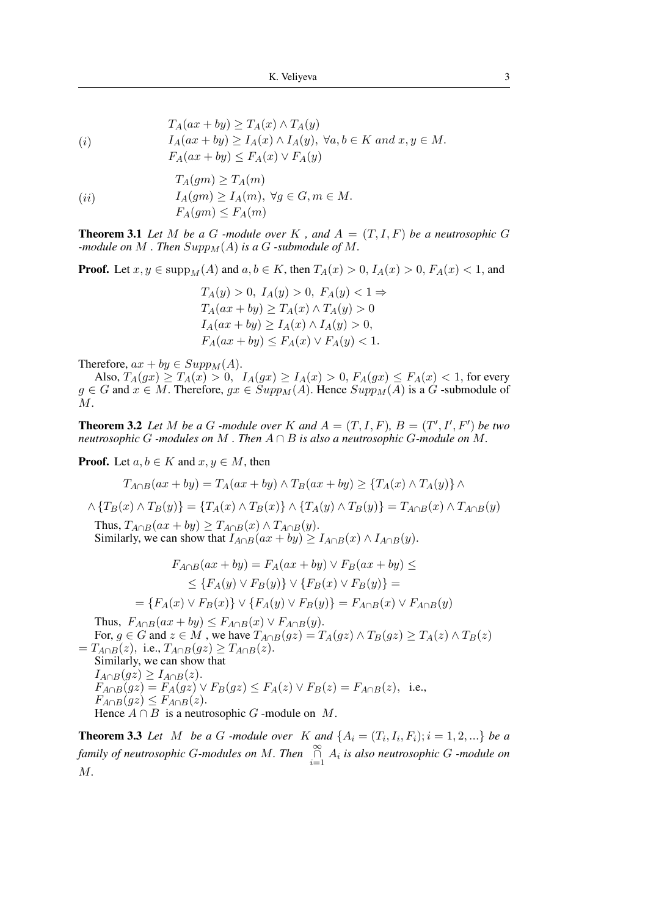$$(i) \qquad \begin{array}{l} T_A(ax+by) \geq T_A(x) \wedge T_A(y) \\ I_A(ax+by) \geq I_A(x) \wedge I_A(y),\ \forall a,b \in K \ and \ x,y \in M. \\ F_A(ax+by) \leq F_A(x) \vee F_A(y) \end{array}$$

$$(ii) \qquad \begin{array}{l} T_A(gm) \geq T_A(m) \\ I_A(gm) \geq I_A(m),\ \forall g \in G, m \in M. \\ F_A(gm) \leq F_A(m) \end{array}$$

**Theorem 3.1** *Let $M$ be a $G$ -module over $K$ , and $A = (T, I, F)$ be a neutrosophic $G$ -module on $M$ . Then $Supp_M(A)$ is a $G$ -submodule of $M$.*

**Proof.** Let $x, y \in \text{supp}_M(A)$ and $a, b \in K$, then $T_A(x) > 0$, $I_A(x) > 0$, $F_A(x) < 1$, and

$$\begin{array}{l} T_A(y) > 0,\ I_A(y) > 0,\ F_A(y) < 1 \Rightarrow \\ T_A(ax+by) \geq T_A(x) \wedge T_A(y) > 0 \\ I_A(ax+by) \geq I_A(x) \wedge I_A(y) > 0, \\ F_A(ax+by) \leq F_A(x) \vee F_A(y) < 1. \end{array}$$

Therefore, $ax + by \in Supp_M(A)$.

Also, $T_A(gx) \geq T_A(x) > 0$, $I_A(gx) \geq I_A(x) > 0$, $F_A(gx) \leq F_A(x) < 1$, for every $g \in G$ and $x \in M$. Therefore, $gx \in Supp_M(A)$. Hence $Supp_M(A)$ is a $G$ -submodule of $M$.

**Theorem 3.2** *Let $M$ be a $G$ -module over $K$ and $A = (T, I, F)$, $B = (T', I', F')$ be two neutrosophic $G$ -modules on $M$ . Then $A \cap B$ is also a neutrosophic $G$-module on $M$.*

**Proof.** Let $a, b \in K$ and $x, y \in M$, then

$$T_{A\cap B}(ax+by) = T_A(ax+by) \wedge T_B(ax+by) \geq \{T_A(x) \wedge T_A(y)\} \wedge$$

$$\wedge \{T_B(x) \wedge T_B(y)\} = \{T_A(x) \wedge T_B(x)\} \wedge \{T_A(y) \wedge T_B(y)\} = T_{A\cap B}(x) \wedge T_{A\cap B}(y)$$

Thus, $T_{A\cap B}(ax+by) \geq T_{A\cap B}(x) \wedge T_{A\cap B}(y)$.
Similarly, we can show that $I_{A\cap B}(ax+by) \geq I_{A\cap B}(x) \wedge I_{A\cap B}(y)$.

$$F_{A\cap B}(ax+by) = F_A(ax+by) \vee F_B(ax+by) \leq$$

$$\leq \{F_A(y) \vee F_B(y)\} \vee \{F_B(x) \vee F_B(y)\} =$$

$$= \{F_A(x) \vee F_B(x)\} \vee \{F_A(y) \vee F_B(y)\} = F_{A\cap B}(x) \vee F_{A\cap B}(y)$$

Thus, $F_{A\cap B}(ax+by) \leq F_{A\cap B}(x) \vee F_{A\cap B}(y)$.
For, $g \in G$ and $z \in M$ , we have $T_{A\cap B}(gz) = T_A(gz) \wedge T_B(gz) \geq T_A(z) \wedge T_B(z) = T_{A\cap B}(z)$, i.e., $T_{A\cap B}(gz) \geq T_{A\cap B}(z)$.
Similarly, we can show that
$I_{A\cap B}(gz) \geq I_{A\cap B}(z)$.
$F_{A\cap B}(gz) = F_A(gz) \vee F_B(gz) \leq F_A(z) \vee F_B(z) = F_{A\cap B}(z)$, i.e.,
$F_{A\cap B}(gz) \leq F_{A\cap B}(z)$.
Hence $A \cap B$ is a neutrosophic $G$ -module on $M$.

**Theorem 3.3** *Let $M$ be a $G$ -module over $K$ and $\{A_i = (T_i, I_i, F_i); i = 1, 2, ...\}$ be a family of neutrosophic $G$-modules on $M$. Then $\bigcap_{i=1}^{\infty} A_i$ is also neutrosophic $G$ -module on $M$.*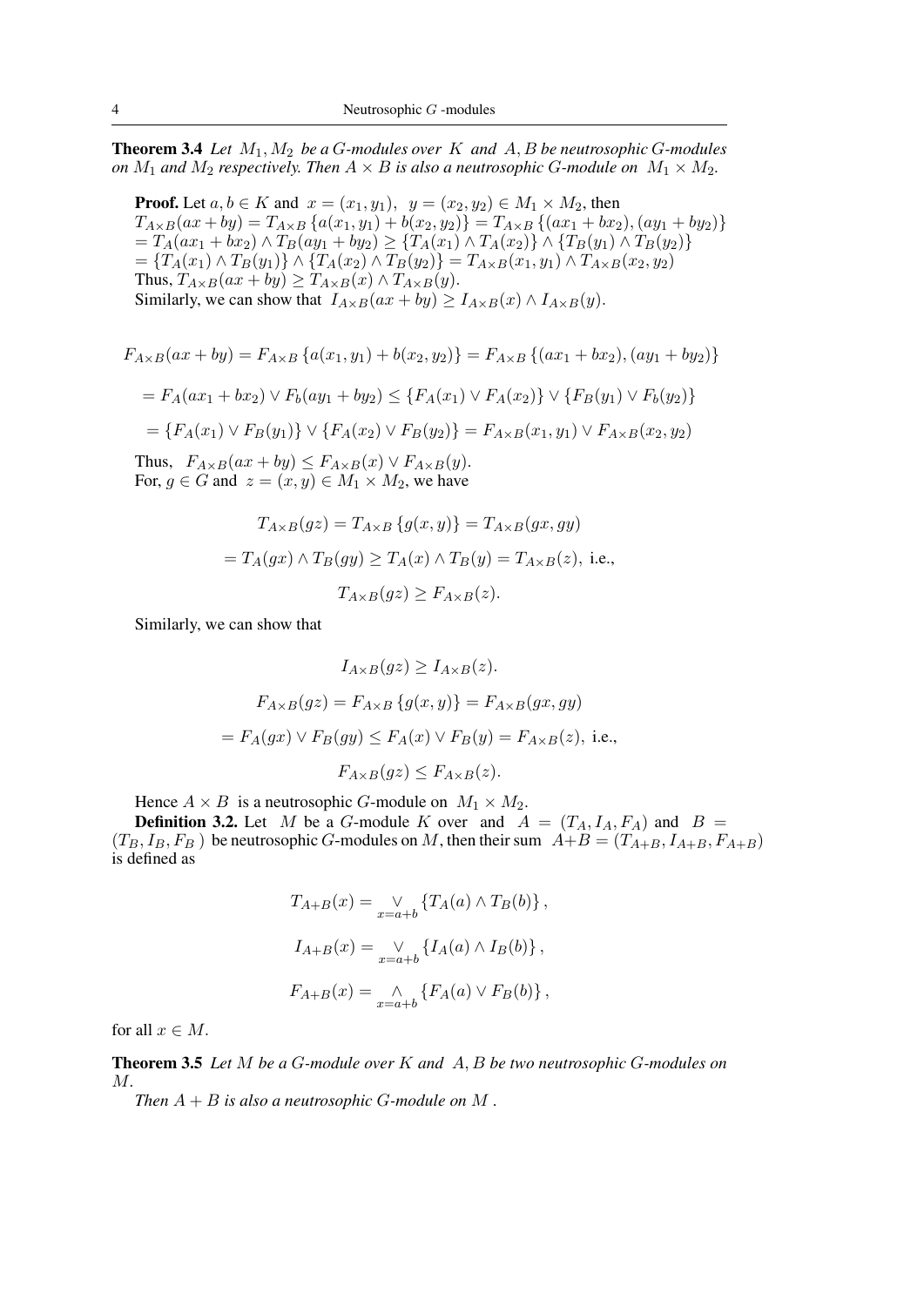**Theorem 3.4** *Let $M_1, M_2$ be a $G$-modules over $K$ and $A, B$ be neutrosophic $G$-modules on $M_1$ and $M_2$ respectively. Then $A \times B$ is also a neutrosophic $G$-module on $M_1 \times M_2$.*

**Proof.** Let $a, b \in K$ and $x = (x_1, y_1),\ \ y = (x_2, y_2) \in M_1 \times M_2$, then
$T_{A\times B}(ax + by) = T_{A\times B}\{a(x_1, y_1) + b(x_2, y_2)\} = T_{A\times B}\{(ax_1 + bx_2), (ay_1 + by_2)\}$
$= T_A(ax_1 + bx_2) \wedge T_B(ay_1 + by_2) \geq \{T_A(x_1) \wedge T_A(x_2)\} \wedge \{T_B(y_1) \wedge T_B(y_2)\}$
$= \{T_A(x_1) \wedge T_B(y_1)\} \wedge \{T_A(x_2) \wedge T_B(y_2)\} = T_{A\times B}(x_1, y_1) \wedge T_{A\times B}(x_2, y_2)$
Thus, $T_{A\times B}(ax + by) \geq T_{A\times B}(x) \wedge T_{A\times B}(y)$.
Similarly, we can show that $I_{A\times B}(ax + by) \geq I_{A\times B}(x) \wedge I_{A\times B}(y)$.

$$F_{A\times B}(ax + by) = F_{A\times B}\{a(x_1, y_1) + b(x_2, y_2)\} = F_{A\times B}\{(ax_1 + bx_2), (ay_1 + by_2)\}$$

$$= F_A(ax_1 + bx_2) \vee F_b(ay_1 + by_2) \leq \{F_A(x_1) \vee F_A(x_2)\} \vee \{F_B(y_1) \vee F_b(y_2)\}$$

$$= \{F_A(x_1) \vee F_B(y_1)\} \vee \{F_A(x_2) \vee F_B(y_2)\} = F_{A\times B}(x_1, y_1) \vee F_{A\times B}(x_2, y_2)$$

Thus, $F_{A\times B}(ax + by) \leq F_{A\times B}(x) \vee F_{A\times B}(y)$.
For, $g \in G$ and $z = (x, y) \in M_1 \times M_2$, we have

$$T_{A\times B}(gz) = T_{A\times B}\{g(x, y)\} = T_{A\times B}(gx, gy)$$

$$= T_A(gx) \wedge T_B(gy) \geq T_A(x) \wedge T_B(y) = T_{A\times B}(z), \text{ i.e.,}$$

$$T_{A\times B}(gz) \geq F_{A\times B}(z).$$

Similarly, we can show that

$$I_{A\times B}(gz) \geq I_{A\times B}(z).$$

$$F_{A\times B}(gz) = F_{A\times B}\{g(x, y)\} = F_{A\times B}(gx, gy)$$

$$= F_A(gx) \vee F_B(gy) \leq F_A(x) \vee F_B(y) = F_{A\times B}(z), \text{ i.e.,}$$

$$F_{A\times B}(gz) \leq F_{A\times B}(z).$$

Hence $A \times B$ is a neutrosophic $G$-module on $M_1 \times M_2$.

**Definition 3.2.** Let $M$ be a $G$-module $K$ over and $A = (T_A, I_A, F_A)$ and $B = (T_B, I_B, F_B)$ be neutrosophic $G$-modules on $M$, then their sum $A+B = (T_{A+B}, I_{A+B}, F_{A+B})$ is defined as

$$T_{A+B}(x) = \underset{x=a+b}{\vee}\{T_A(a) \wedge T_B(b)\},$$

$$I_{A+B}(x) = \underset{x=a+b}{\vee}\{I_A(a) \wedge I_B(b)\},$$

$$F_{A+B}(x) = \underset{x=a+b}{\wedge}\{F_A(a) \vee F_B(b)\},$$

for all $x \in M$.

**Theorem 3.5** *Let $M$ be a $G$-module over $K$ and $A, B$ be two neutrosophic $G$-modules on $M$.*

*Then $A + B$ is also a neutrosophic $G$-module on $M$ .*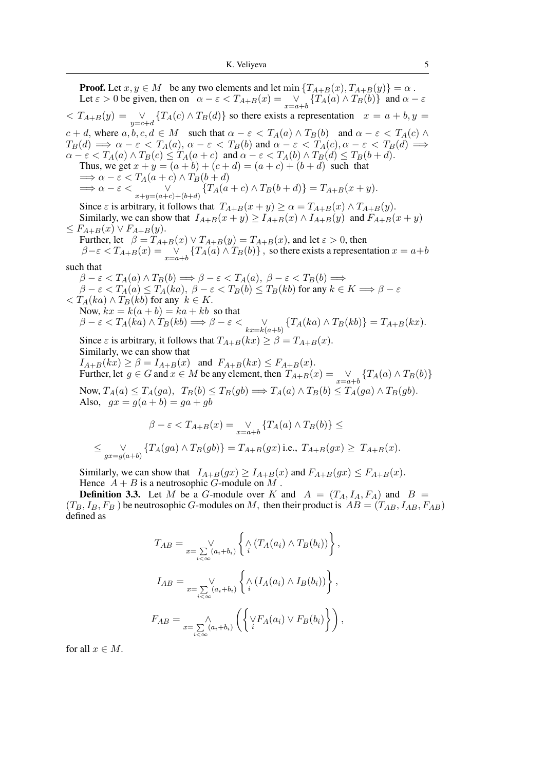**Proof.** Let $x, y \in M$ be any two elements and let $\min\{T_{A+B}(x), T_{A+B}(y)\} = \alpha$.

Let $\varepsilon > 0$ be given, then on $\alpha - \varepsilon < T_{A+B}(x) = \underset{x=a+b}{\vee}\{T_A(a) \wedge T_B(b)\}$ and $\alpha - \varepsilon < T_{A+B}(y) = \underset{y=c+d}{\vee}\{T_A(c) \wedge T_B(d)\}$ so there exists a representation $x = a + b, y = c + d$, where $a, b, c, d \in M$ such that $\alpha - \varepsilon < T_A(a) \wedge T_B(b)$ and $\alpha - \varepsilon < T_A(c) \wedge T_B(d) \implies \alpha - \varepsilon < T_A(a)$, $\alpha - \varepsilon < T_B(b)$ and $\alpha - \varepsilon < T_A(c), \alpha - \varepsilon < T_B(d) \implies \alpha - \varepsilon < T_A(a) \wedge T_A(c) \leq T_A(a + c)$ and $\alpha - \varepsilon < T_A(b) \wedge T_B(d) \leq T_B(b + d)$.

Thus, we get $x + y = (a + b) + (c + d) = (a + c) + (b + d)$ such that

$\implies \alpha - \varepsilon < T_A(a + c) \wedge T_B(b + d)$

$\implies \alpha - \varepsilon < \underset{x+y=(a+c)+(b+d)}{\vee}\{T_A(a + c) \wedge T_B(b + d)\} = T_{A+B}(x + y)$.

Since $\varepsilon$ is arbitrary, it follows that $T_{A+B}(x + y) \geq \alpha = T_{A+B}(x) \wedge T_{A+B}(y)$.

Similarly, we can show that $I_{A+B}(x + y) \geq I_{A+B}(x) \wedge I_{A+B}(y)$ and $F_{A+B}(x + y) \leq F_{A+B}(x) \vee F_{A+B}(y)$.

Further, let $\beta = T_{A+B}(x) \vee T_{A+B}(y) = T_{A+B}(x)$, and let $\varepsilon > 0$, then $\beta - \varepsilon < T_{A+B}(x) = \underset{x=a+b}{\vee}\{T_A(a) \wedge T_B(b)\}$, so there exists a representation $x = a + b$ such that

$\beta - \varepsilon < T_A(a) \wedge T_B(b) \implies \beta - \varepsilon < T_A(a),\ \beta - \varepsilon < T_B(b) \implies$

$\beta - \varepsilon < T_A(a) \leq T_A(ka),\ \beta - \varepsilon < T_B(b) \leq T_B(kb)$ for any $k \in K \implies \beta - \varepsilon < T_A(ka) \wedge T_B(kb)$ for any $k \in K$.

Now, $kx = k(a + b) = ka + kb$ so that

$\beta - \varepsilon < T_A(ka) \wedge T_B(kb) \implies \beta - \varepsilon < \underset{kx=k(a+b)}{\vee}\{T_A(ka) \wedge T_B(kb)\} = T_{A+B}(kx)$.

Since $\varepsilon$ is arbitrary, it follows that $T_{A+B}(kx) \geq \beta = T_{A+B}(x)$.

Similarly, we can show that

$I_{A+B}(kx) \geq \beta = I_{A+B}(x)$ and $F_{A+B}(kx) \leq F_{A+B}(x)$.

Further, let $g \in G$ and $x \in M$ be any element, then $T_{A+B}(x) = \underset{x=a+b}{\vee}\{T_A(a) \wedge T_B(b)\}$

Now, $T_A(a) \leq T_A(ga),\ \ T_B(b) \leq T_B(gb) \implies T_A(a) \wedge T_B(b) \leq T_A(ga) \wedge T_B(gb)$.

Also, $gx = g(a + b) = ga + gb$

$$\beta - \varepsilon < T_{A+B}(x) = \underset{x=a+b}{\vee}\{T_A(a) \wedge T_B(b)\} \leq$$

$$\leq \underset{gx=g(a+b)}{\vee}\{T_A(ga) \wedge T_B(gb)\} = T_{A+B}(gx) \text{ i.e., } T_{A+B}(gx) \geq T_{A+B}(x).$$

Similarly, we can show that $I_{A+B}(gx) \geq I_{A+B}(x)$ and $F_{A+B}(gx) \leq F_{A+B}(x)$.

Hence $A + B$ is a neutrosophic $G$-module on $M$.

**Definition 3.3.** Let $M$ be a $G$-module over $K$ and $A = (T_A, I_A, F_A)$ and $B = (T_B, I_B, F_B)$ be neutrosophic $G$-modules on $M$, then their product is $AB = (T_{AB}, I_{AB}, F_{AB})$ defined as

$$T_{AB} = \underset{x=\sum\limits_{i<\infty}(a_i+b_i)}{\vee}\left\{\underset{i}{\wedge}\left(T_A(a_i) \wedge T_B(b_i)\right)\right\},$$

$$I_{AB} = \underset{x=\sum\limits_{i<\infty}(a_i+b_i)}{\vee}\left\{\underset{i}{\wedge}\left(I_A(a_i) \wedge I_B(b_i)\right)\right\},$$

$$F_{AB} = \underset{x=\sum\limits_{i<\infty}(a_i+b_i)}{\wedge}\left(\left\{\underset{i}{\vee}F_A(a_i) \vee F_B(b_i)\right\}\right),$$

for all $x \in M$.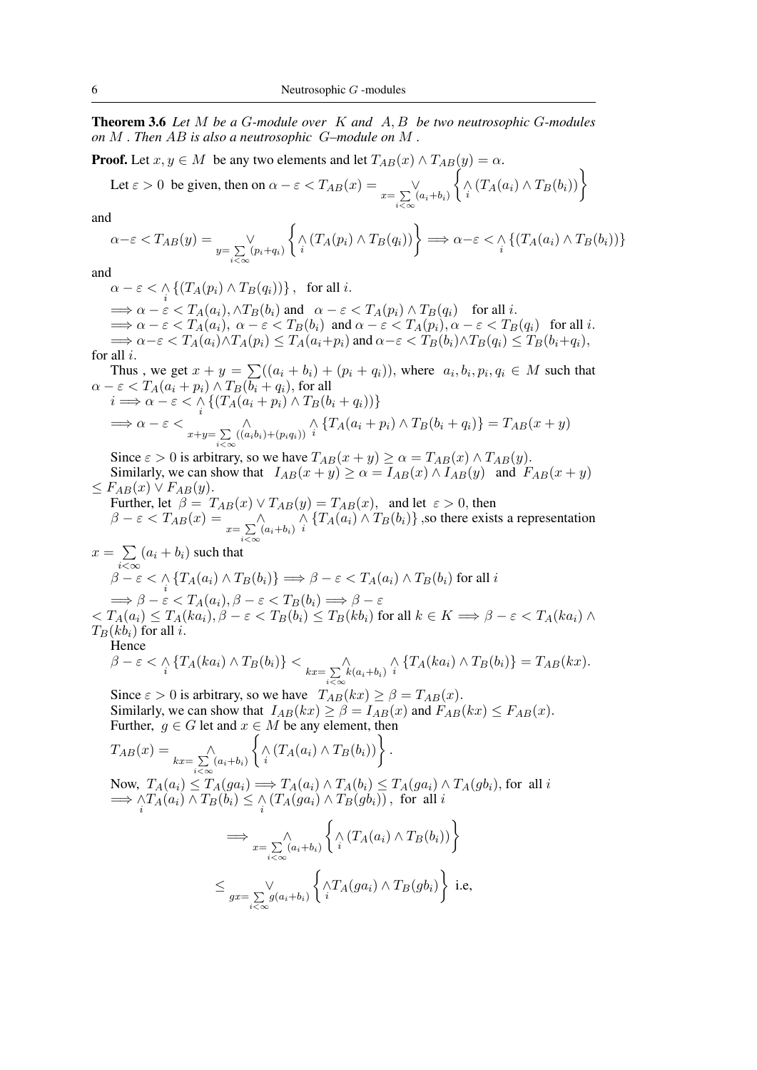**Theorem 3.6** *Let $M$ be a $G$-module over $K$ and $A, B$ be two neutrosophic $G$-modules on $M$. Then $AB$ is also a neutrosophic $G$–module on $M$.*

**Proof.** Let $x, y \in M$ be any two elements and let $T_{AB}(x) \wedge T_{AB}(y) = \alpha$.

Let $\varepsilon > 0$ be given, then on $\alpha - \varepsilon < T_{AB}(x) = \underset{x=\sum\limits_{i<\infty}(a_i+b_i)}{\vee} \left\{ \underset{i}{\wedge} (T_A(a_i) \wedge T_B(b_i)) \right\}$

and

$$\alpha - \varepsilon < T_{AB}(y) = \underset{y=\sum\limits_{i<\infty}(p_i+q_i)}{\vee} \left\{ \underset{i}{\wedge} (T_A(p_i) \wedge T_B(q_i)) \right\} \Longrightarrow \alpha - \varepsilon < \underset{i}{\wedge} \{(T_A(a_i) \wedge T_B(b_i))\}$$

and

$\alpha - \varepsilon < \underset{i}{\wedge} \{(T_A(p_i) \wedge T_B(q_i))\}$, for all $i$.

$\Longrightarrow \alpha - \varepsilon < T_A(a_i), \wedge T_B(b_i)$ and $\alpha - \varepsilon < T_A(p_i) \wedge T_B(q_i)$ for all $i$.

$\Longrightarrow \alpha - \varepsilon < T_A(a_i),\ \alpha - \varepsilon < T_B(b_i)$ and $\alpha - \varepsilon < T_A(p_i), \alpha - \varepsilon < T_B(q_i)$ for all $i$.

$\Longrightarrow \alpha - \varepsilon < T_A(a_i) \wedge T_A(p_i) \leq T_A(a_i+p_i)$ and $\alpha - \varepsilon < T_B(b_i) \wedge T_B(q_i) \leq T_B(b_i+q_i)$, for all $i$.

Thus, we get $x + y = \sum((a_i + b_i) + (p_i + q_i))$, where $a_i, b_i, p_i, q_i \in M$ such that $\alpha - \varepsilon < T_A(a_i + p_i) \wedge T_B(b_i + q_i)$, for all $i \Longrightarrow \alpha - \varepsilon < \underset{i}{\wedge} \{(T_A(a_i + p_i) \wedge T_B(b_i + q_i))\}$

$\Longrightarrow \alpha - \varepsilon < \underset{x+y=\sum\limits_{i<\infty}((a_ib_i)+(p_iq_i))}{\wedge} \underset{i}{\wedge} \{T_A(a_i + p_i) \wedge T_B(b_i + q_i)\} = T_{AB}(x + y)$

Since $\varepsilon > 0$ is arbitrary, so we have $T_{AB}(x + y) \geq \alpha = T_{AB}(x) \wedge T_{AB}(y)$.

Similarly, we can show that $I_{AB}(x + y) \geq \alpha = I_{AB}(x) \wedge I_{AB}(y)$ and $F_{AB}(x + y) \leq F_{AB}(x) \vee F_{AB}(y)$.

Further, let $\beta = T_{AB}(x) \vee T_{AB}(y) = T_{AB}(x)$, and let $\varepsilon > 0$, then $\beta - \varepsilon < T_{AB}(x) = \underset{x=\sum\limits_{i<\infty}(a_i+b_i)}{\wedge} \underset{i}{\wedge} \{T_A(a_i) \wedge T_B(b_i)\}$ ,so there exists a representation $x = \sum\limits_{i<\infty}(a_i + b_i)$ such that

$\beta - \varepsilon < \underset{i}{\wedge} \{T_A(a_i) \wedge T_B(b_i)\} \Longrightarrow \beta - \varepsilon < T_A(a_i) \wedge T_B(b_i)$ for all $i$

$\Longrightarrow \beta - \varepsilon < T_A(a_i), \beta - \varepsilon < T_B(b_i) \Longrightarrow \beta - \varepsilon < T_A(a_i) \leq T_A(ka_i), \beta - \varepsilon < T_B(b_i) \leq T_B(kb_i)$ for all $k \in K \Longrightarrow \beta - \varepsilon < T_A(ka_i) \wedge T_B(kb_i)$ for all $i$.

Hence

$\beta - \varepsilon < \underset{i}{\wedge} \{T_A(ka_i) \wedge T_B(b_i)\} < \underset{kx=\sum\limits_{i<\infty}k(a_i+b_i)}{\wedge} \underset{i}{\wedge} \{T_A(ka_i) \wedge T_B(b_i)\} = T_{AB}(kx)$.

Since $\varepsilon > 0$ is arbitrary, so we have $T_{AB}(kx) \geq \beta = T_{AB}(x)$.

Similarly, we can show that $I_{AB}(kx) \geq \beta = I_{AB}(x)$ and $F_{AB}(kx) \leq F_{AB}(x)$.

Further, $g \in G$ let and $x \in M$ be any element, then

$T_{AB}(x) = \underset{kx=\sum\limits_{i<\infty}(a_i+b_i)}{\wedge} \left\{ \underset{i}{\wedge} (T_A(a_i) \wedge T_B(b_i)) \right\}$.

Now, $T_A(a_i) \leq T_A(ga_i) \Longrightarrow T_A(a_i) \wedge T_A(b_i) \leq T_A(ga_i) \wedge T_A(gb_i)$, for all $i$

$\Longrightarrow \underset{i}{\wedge} T_A(a_i) \wedge T_B(b_i) \leq \underset{i}{\wedge} (T_A(ga_i) \wedge T_B(gb_i))$, for all $i$

$$\Longrightarrow \underset{x=\sum\limits_{i<\infty}(a_i+b_i)}{\wedge} \left\{ \underset{i}{\wedge} (T_A(a_i) \wedge T_B(b_i)) \right\}$$

$$\leq \underset{gx=\sum\limits_{i<\infty}g(a_i+b_i)}{\vee} \left\{ \underset{i}{\wedge} T_A(ga_i) \wedge T_B(gb_i) \right\} \text{ i.e,}$$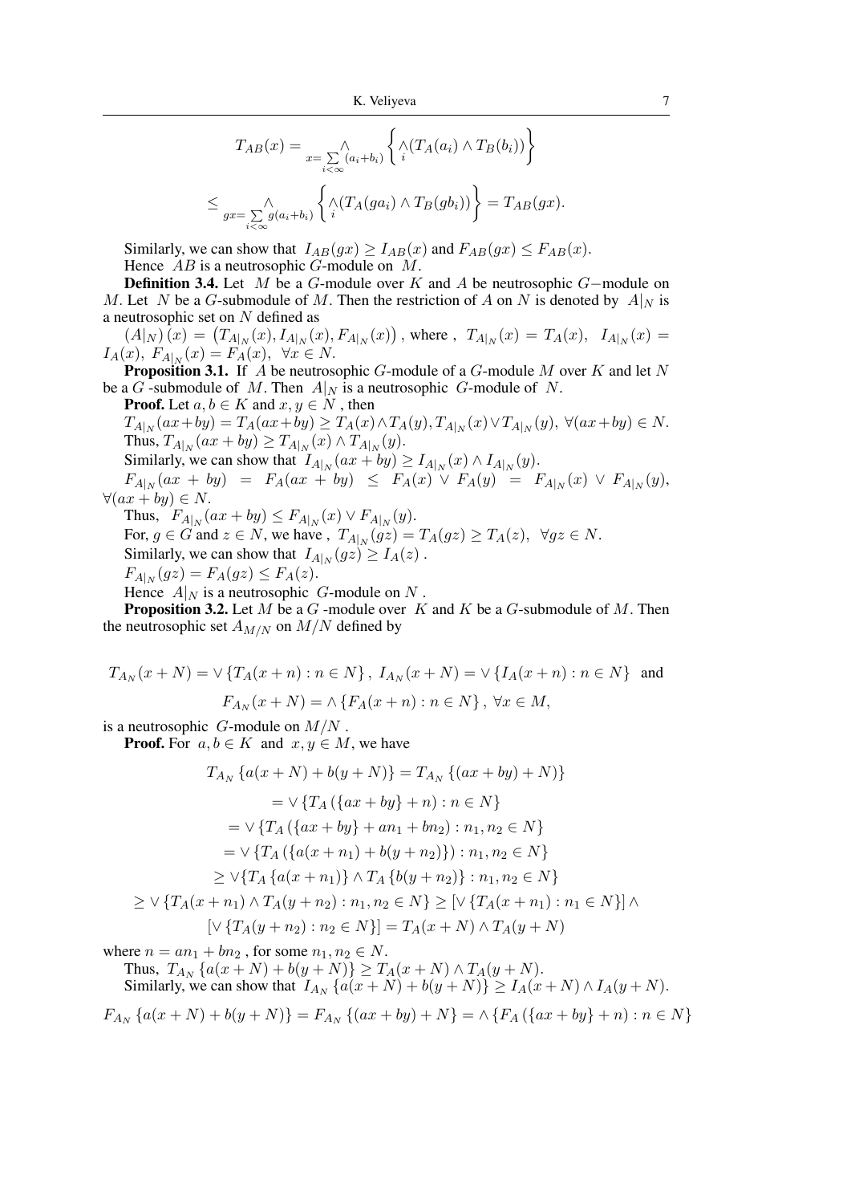$$T_{AB}(x) = \underset{x=\sum\limits_{i<\infty}(a_i+b_i)}{\wedge}\left\{\underset{i}{\wedge}(T_A(a_i)\wedge T_B(b_i))\right\}$$

$$\leq \underset{gx=\sum\limits_{i<\infty}g(a_i+b_i)}{\wedge}\left\{\underset{i}{\wedge}(T_A(ga_i)\wedge T_B(gb_i))\right\} = T_{AB}(gx).$$

Similarly, we can show that $I_{AB}(gx) \geq I_{AB}(x)$ and $F_{AB}(gx) \leq F_{AB}(x)$.

Hence $AB$ is a neutrosophic $G$-module on $M$.

**Definition 3.4.** Let $M$ be a $G$-module over $K$ and $A$ be neutrosophic $G-$module on $M$. Let $N$ be a $G$-submodule of $M$. Then the restriction of $A$ on $N$ is denoted by $A|_N$ is a neutrosophic set on $N$ defined as

$(A|_N)(x) = \left(T_{A|_N}(x), I_{A|_N}(x), F_{A|_N}(x)\right)$, where , $T_{A|_N}(x) = T_A(x)$, $I_{A|_N}(x) = I_A(x)$, $F_{A|_N}(x) = F_A(x)$, $\forall x \in N$.

**Proposition 3.1.** If $A$ be neutrosophic $G$-module of a $G$-module $M$ over $K$ and let $N$ be a $G$ -submodule of $M$. Then $A|_N$ is a neutrosophic $G$-module of $N$.

**Proof.** Let $a, b \in K$ and $x, y \in N$ , then

$T_{A|_N}(ax+by) = T_A(ax+by) \geq T_A(x)\wedge T_A(y), T_{A|_N}(x)\vee T_{A|_N}(y),\ \forall(ax+by) \in N.$

Thus, $T_{A|_N}(ax+by) \geq T_{A|_N}(x) \wedge T_{A|_N}(y)$.

Similarly, we can show that $I_{A|_N}(ax+by) \geq I_{A|_N}(x) \wedge I_{A|_N}(y)$.

$F_{A|_N}(ax+by) = F_A(ax+by) \leq F_A(x) \vee F_A(y) = F_{A|_N}(x) \vee F_{A|_N}(y)$, $\forall(ax+by) \in N$.

Thus, $F_{A|_N}(ax+by) \leq F_{A|_N}(x) \vee F_{A|_N}(y)$.

For, $g \in G$ and $z \in N$, we have , $T_{A|_N}(gz) = T_A(gz) \geq T_A(z),\ \ \forall gz \in N$.

Similarly, we can show that $I_{A|_N}(gz) \geq I_A(z)$ .

$F_{A|_N}(gz) = F_A(gz) \leq F_A(z)$.

Hence $A|_N$ is a neutrosophic $G$-module on $N$ .

**Proposition 3.2.** Let $M$ be a $G$ -module over $K$ and $K$ be a $G$-submodule of $M$. Then the neutrosophic set $A_{M/N}$ on $M/N$ defined by

$$T_{A_N}(x+N) = \vee\left\{T_A(x+n) : n \in N\right\},\ I_{A_N}(x+N) = \vee\left\{I_A(x+n) : n \in N\right\}\ \text{ and}$$

$$F_{A_N}(x+N) = \wedge\left\{F_A(x+n) : n \in N\right\},\ \forall x \in M,$$

is a neutrosophic $G$-module on $M/N$ .

**Proof.** For $a, b \in K$ and $x, y \in M$, we have

$$T_{A_N}\left\{a(x+N)+b(y+N)\right\} = T_{A_N}\left\{(ax+by)+N)\right\}$$

$$= \vee\left\{T_A\left(\{ax+by\}+n\right) : n \in N\right\}$$

$$= \vee\left\{T_A\left(\{ax+by\}+an_1+bn_2\right) : n_1, n_2 \in N\right\}$$

$$= \vee\left\{T_A\left(\{a(x+n_1)+b(y+n_2)\}\right) : n_1, n_2 \in N\right\}$$

$$\geq \vee\{T_A\left\{a(x+n_1)\right\} \wedge T_A\left\{b(y+n_2)\right\} : n_1, n_2 \in N\}$$

$$\geq \vee\left\{T_A(x+n_1) \wedge T_A(y+n_2) : n_1, n_2 \in N\right\} \geq \left[\vee\left\{T_A(x+n_1) : n_1 \in N\right\}\right] \wedge$$

$$\left[\vee\left\{T_A(y+n_2) : n_2 \in N\right\}\right] = T_A(x+N) \wedge T_A(y+N)$$

where $n = an_1 + bn_2$ , for some $n_1, n_2 \in N$.

Thus, $T_{A_N}\left\{a(x+N)+b(y+N)\right\} \geq T_A(x+N) \wedge T_A(y+N)$.

Similarly, we can show that $I_{A_N}\left\{a(x+N)+b(y+N)\right\} \geq I_A(x+N) \wedge I_A(y+N)$.

$$F_{A_N}\left\{a(x+N)+b(y+N)\right\} = F_{A_N}\left\{(ax+by)+N\right\} = \wedge\left\{F_A\left(\{ax+by\}+n\right) : n \in N\right\}$$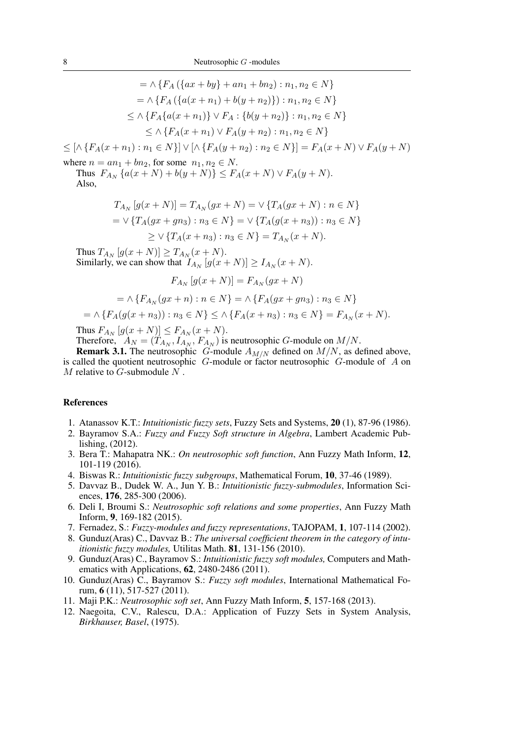$$= \wedge \{F_A(\{ax+by\}+an_1+bn_2) : n_1, n_2 \in N\}$$

$$= \wedge \{F_A(\{a(x+n_1)+b(y+n_2)\}) : n_1, n_2 \in N\}$$

$$\leq \wedge \{F_A\{a(x+n_1)\} \vee F_A : \{b(y+n_2)\} : n_1, n_2 \in N\}$$

$$\leq \wedge \{F_A(x+n_1) \vee F_A(y+n_2) : n_1, n_2 \in N\}$$

$$\leq [\wedge \{F_A(x+n_1) : n_1 \in N\}] \vee [\wedge \{F_A(y+n_2) : n_2 \in N\}] = F_A(x+N) \vee F_A(y+N)$$

where $n = an_1 + bn_2$, for some $n_1, n_2 \in N$.

Thus $F_{A_N}\{a(x+N)+b(y+N)\} \leq F_A(x+N) \vee F_A(y+N)$.

Also,

$$T_{A_N}[g(x+N)] = T_{A_N}(gx+N) = \vee \{T_A(gx+N) : n \in N\}$$

$$= \vee \{T_A(gx+gn_3) : n_3 \in N\} = \vee \{T_A(g(x+n_3)) : n_3 \in N\}$$

$$\geq \vee \{T_A(x+n_3) : n_3 \in N\} = T_{A_N}(x+N).$$

Thus $T_{A_N}[g(x+N)] \geq T_{A_N}(x+N)$.

Similarly, we can show that $I_{A_N}[g(x+N)] \geq I_{A_N}(x+N)$.

$$F_{A_N}[g(x+N)] = F_{A_N}(gx+N)$$

$$= \wedge \{F_{A_N}(gx+n) : n \in N\} = \wedge \{F_A(gx+gn_3) : n_3 \in N\}$$

$$= \wedge \{F_A(g(x+n_3)) : n_3 \in N\} \leq \wedge \{F_A(x+n_3) : n_3 \in N\} = F_{A_N}(x+N).$$

Thus $F_{A_N}[g(x+N)] \leq F_{A_N}(x+N)$.

Therefore, $A_N = (T_{A_N}, I_{A_N}, F_{A_N})$ is neutrosophic $G$-module on $M/N$.

**Remark 3.1.** The neutrosophic $G$-module $A_{M/N}$ defined on $M/N$, as defined above, is called the quotient neutrosophic $G$-module or factor neutrosophic $G$-module of $A$ on $M$ relative to $G$-submodule $N$.

## References

1. Atanassov K.T.: *Intuitionistic fuzzy sets*, Fuzzy Sets and Systems, **20** (1), 87-96 (1986).
2. Bayramov S.A.: *Fuzzy and Fuzzy Soft structure in Algebra*, Lambert Academic Publishing, (2012).
3. Bera T.: Mahapatra NK.: *On neutrosophic soft function*, Ann Fuzzy Math Inform, **12**, 101-119 (2016).
4. Biswas R.: *Intuitionistic fuzzy subgroups*, Mathematical Forum, **10**, 37-46 (1989).
5. Davvaz B., Dudek W. A., Jun Y. B.: *Intuitionistic fuzzy-submodules*, Information Sciences, **176**, 285-300 (2006).
6. Deli I, Broumi S.: *Neutrosophic soft relations and some properties*, Ann Fuzzy Math Inform, **9**, 169-182 (2015).
7. Fernadez, S.: *Fuzzy-modules and fuzzy representations*, TAJOPAM, **1**, 107-114 (2002).
8. Gunduz(Aras) C., Davvaz B.: *The universal coefficient theorem in the category of intuitionistic fuzzy modules,* Utilitas Math. **81**, 131-156 (2010).
9. Gunduz(Aras) C., Bayramov S.: *Intuitionistic fuzzy soft modules,* Computers and Mathematics with Applications, **62**, 2480-2486 (2011).
10. Gunduz(Aras) C., Bayramov S.: *Fuzzy soft modules*, International Mathematical Forum, **6** (11), 517-527 (2011).
11. Maji P.K.: *Neutrosophic soft set*, Ann Fuzzy Math Inform, **5**, 157-168 (2013).
12. Naegoita, C.V., Ralescu, D.A.: Application of Fuzzy Sets in System Analysis, *Birkhauser, Basel*, (1975).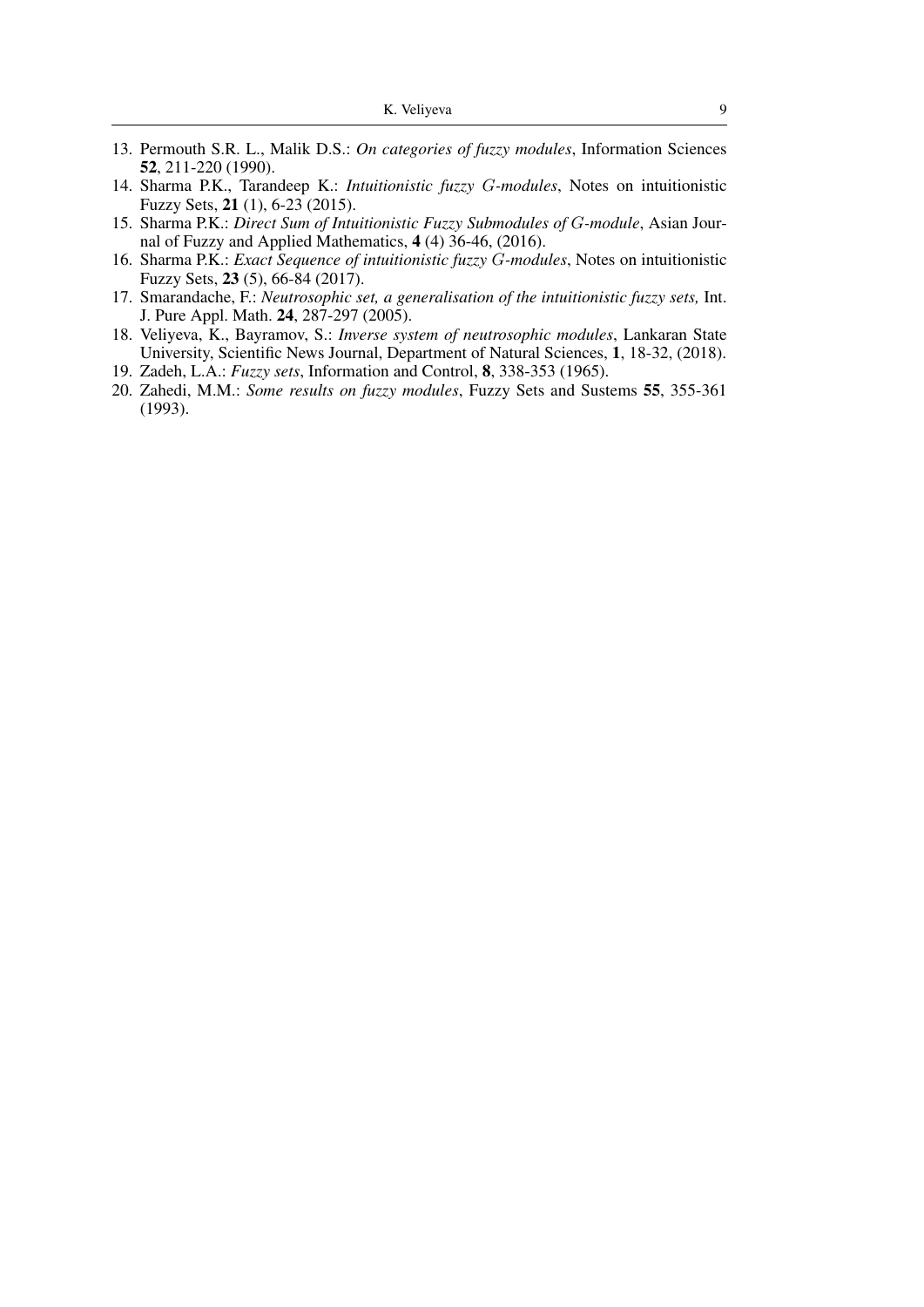13. Permouth S.R. L., Malik D.S.: *On categories of fuzzy modules*, Information Sciences **52**, 211-220 (1990).
14. Sharma P.K., Tarandeep K.: *Intuitionistic fuzzy $G$-modules*, Notes on intuitionistic Fuzzy Sets, **21** (1), 6-23 (2015).
15. Sharma P.K.: *Direct Sum of Intuitionistic Fuzzy Submodules of $G$-module*, Asian Journal of Fuzzy and Applied Mathematics, **4** (4) 36-46, (2016).
16. Sharma P.K.: *Exact Sequence of intuitionistic fuzzy $G$-modules*, Notes on intuitionistic Fuzzy Sets, **23** (5), 66-84 (2017).
17. Smarandache, F.: *Neutrosophic set, a generalisation of the intuitionistic fuzzy sets,* Int. J. Pure Appl. Math. **24**, 287-297 (2005).
18. Veliyeva, K., Bayramov, S.: *Inverse system of neutrosophic modules*, Lankaran State University, Scientific News Journal, Department of Natural Sciences, **1**, 18-32, (2018).
19. Zadeh, L.A.: *Fuzzy sets*, Information and Control, **8**, 338-353 (1965).
20. Zahedi, M.M.: *Some results on fuzzy modules*, Fuzzy Sets and Sustems **55**, 355-361 (1993).